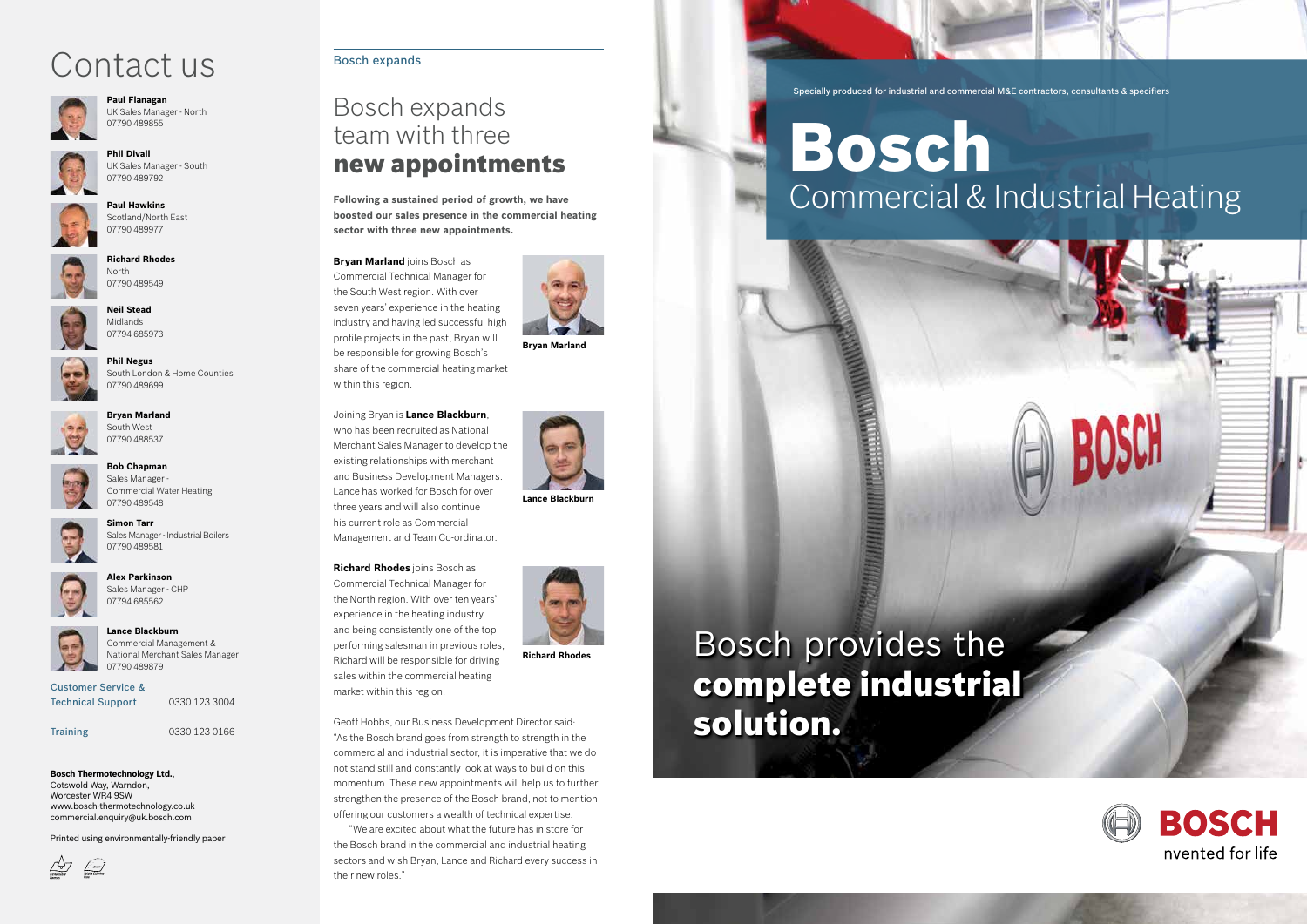# Contact us

**Paul Flanagan**
UK Sales Manager - North
07790 489855

**Phil Divall**
UK Sales Manager - South
07790 489792

**Paul Hawkins**
Scotland/North East
07790 489977

**Richard Rhodes**
North
07790 489549

**Neil Stead**
Midlands
07794 685973

**Phil Negus**
South London & Home Counties
07790 489699

**Bryan Marland**
South West
07790 488537

**Bob Chapman**
Sales Manager - Commercial Water Heating
07790 489548

**Simon Tarr**
Sales Manager - Industrial Boilers
07790 489581

**Alex Parkinson**
Sales Manager - CHP
07794 685562

**Lance Blackburn**
Commercial Management & National Merchant Sales Manager
07790 489879

| | |
|---|---|
| Customer Service & Technical Support | 0330 123 3004 |
| Training | 0330 123 0166 |

**Bosch Thermotechnology Ltd.**,
Cotswold Way, Warndon,
Worcester WR4 9SW
www.bosch-thermotechnology.co.uk
commercial.enquiry@uk.bosch.com

Printed using environmentally-friendly paper

Bosch expands

## Bosch expands team with three **new appointments**

**Following a sustained period of growth, we have boosted our sales presence in the commercial heating sector with three new appointments.**

**Bryan Marland** joins Bosch as Commercial Technical Manager for the South West region. With over seven years' experience in the heating industry and having led successful high profile projects in the past, Bryan will be responsible for growing Bosch's share of the commercial heating market within this region.

**Bryan Marland**

Joining Bryan is **Lance Blackburn**, who has been recruited as National Merchant Sales Manager to develop the existing relationships with merchant and Business Development Managers. Lance has worked for Bosch for over three years and will also continue his current role as Commercial Management and Team Co-ordinator.

**Lance Blackburn**

**Richard Rhodes** joins Bosch as Commercial Technical Manager for the North region. With over ten years' experience in the heating industry and being consistently one of the top performing salesman in previous roles, Richard will be responsible for driving sales within the commercial heating market within this region.

**Richard Rhodes**

Geoff Hobbs, our Business Development Director said: "As the Bosch brand goes from strength to strength in the commercial and industrial sector, it is imperative that we do not stand still and constantly look at ways to build on this momentum. These new appointments will help us to further strengthen the presence of the Bosch brand, not to mention offering our customers a wealth of technical expertise.

"We are excited about what the future has in store for the Bosch brand in the commercial and industrial heating sectors and wish Bryan, Lance and Richard every success in their new roles."

Specially produced for industrial and commercial M&E contractors, consultants & specifiers

# **Bosch**
## Commercial & Industrial Heating

## Bosch provides the **complete industrial solution.**

BOSCH
Invented for life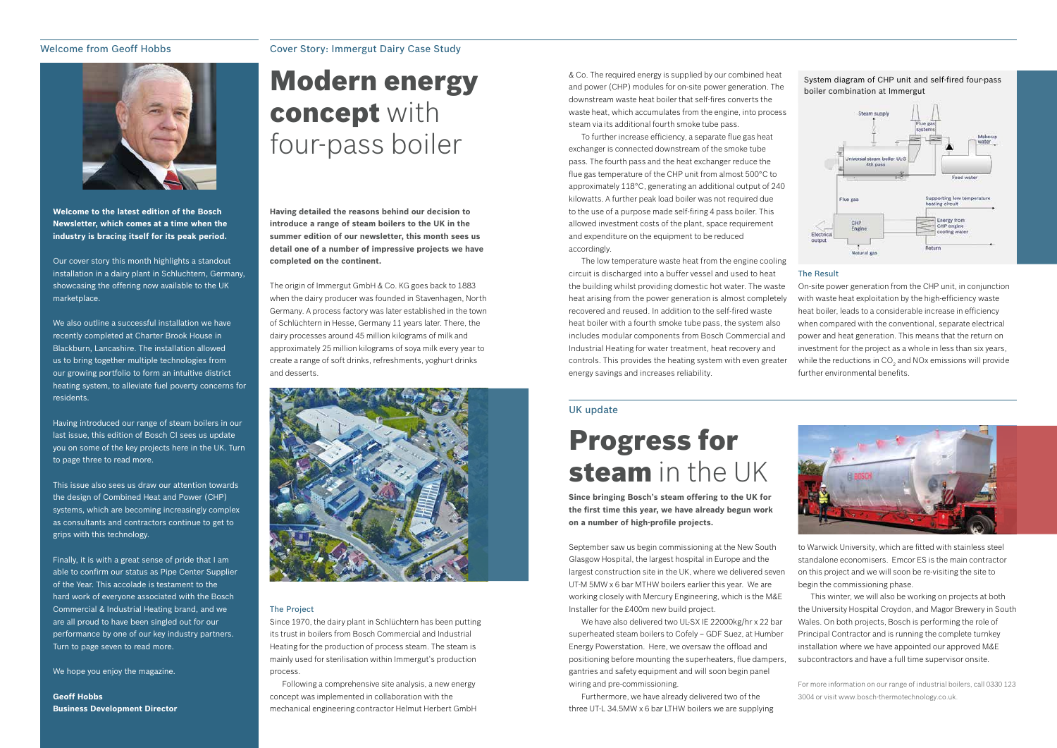## Welcome from Geoff Hobbs

**Welcome to the latest edition of the Bosch Newsletter, which comes at a time when the industry is bracing itself for its peak period.**

Our cover story this month highlights a standout installation in a dairy plant in Schluchtern, Germany, showcasing the offering now available to the UK marketplace.

We also outline a successful installation we have recently completed at Charter Brook House in Blackburn, Lancashire. The installation allowed us to bring together multiple technologies from our growing portfolio to form an intuitive district heating system, to alleviate fuel poverty concerns for residents.

Having introduced our range of steam boilers in our last issue, this edition of Bosch CI sees us update you on some of the key projects here in the UK. Turn to page three to read more.

This issue also sees us draw our attention towards the design of Combined Heat and Power (CHP) systems, which are becoming increasingly complex as consultants and contractors continue to get to grips with this technology.

Finally, it is with a great sense of pride that I am able to confirm our status as Pipe Center Supplier of the Year. This accolade is testament to the hard work of everyone associated with the Bosch Commercial & Industrial Heating brand, and we are all proud to have been singled out for our performance by one of our key industry partners. Turn to page seven to read more.

We hope you enjoy the magazine.

**Geoff Hobbs**
**Business Development Director**

## Cover Story: Immergut Dairy Case Study

# **Modern energy concept** with four-pass boiler

**Having detailed the reasons behind our decision to introduce a range of steam boilers to the UK in the summer edition of our newsletter, this month sees us detail one of a number of impressive projects we have completed on the continent.**

The origin of Immergut GmbH & Co. KG goes back to 1883 when the dairy producer was founded in Stavenhagen, North Germany. A process factory was later established in the town of Schlüchtern in Hesse, Germany 11 years later. There, the dairy processes around 45 million kilograms of milk and approximately 25 million kilograms of soya milk every year to create a range of soft drinks, refreshments, yoghurt drinks and desserts.

### The Project

Since 1970, the dairy plant in Schlüchtern has been putting its trust in boilers from Bosch Commercial and Industrial Heating for the production of process steam. The steam is mainly used for sterilisation within Immergut's production process.

Following a comprehensive site analysis, a new energy concept was implemented in collaboration with the mechanical engineering contractor Helmut Herbert GmbH & Co. The required energy is supplied by our combined heat and power (CHP) modules for on-site power generation. The downstream waste heat boiler that self-fires converts the waste heat, which accumulates from the engine, into process steam via its additional fourth smoke tube pass.

To further increase efficiency, a separate flue gas heat exchanger is connected downstream of the smoke tube pass. The fourth pass and the heat exchanger reduce the flue gas temperature of the CHP unit from almost 500°C to approximately 118°C, generating an additional output of 240 kilowatts. A further peak load boiler was not required due to the use of a purpose made self-firing 4 pass boiler. This allowed investment costs of the plant, space requirement and expenditure on the equipment to be reduced accordingly.

The low temperature waste heat from the engine cooling circuit is discharged into a buffer vessel and used to heat the building whilst providing domestic hot water. The waste heat arising from the power generation is almost completely recovered and reused. In addition to the self-fired waste heat boiler with a fourth smoke tube pass, the system also includes modular components from Bosch Commercial and Industrial Heating for water treatment, heat recovery and controls. This provides the heating system with even greater energy savings and increases reliability.

System diagram of CHP unit and self-fired four-pass boiler combination at Immergut

### The Result

On-site power generation from the CHP unit, in conjunction with waste heat exploitation by the high-efficiency waste heat boiler, leads to a considerable increase in efficiency when compared with the conventional, separate electrical power and heat generation. This means that the return on investment for the project as a whole in less than six years, while the reductions in $CO_2$ and NOx emissions will provide further environmental benefits.

## UK update

# **Progress for steam** in the UK

**Since bringing Bosch's steam offering to the UK for the first time this year, we have already begun work on a number of high-profile projects.**

September saw us begin commissioning at the New South Glasgow Hospital, the largest hospital in Europe and the largest construction site in the UK, where we delivered seven UT-M 5MW x 6 bar MTHW boilers earlier this year. We are working closely with Mercury Engineering, which is the M&E Installer for the £400m new build project.

We have also delivered two UL-SX IE 22000kg/hr x 22 bar superheated steam boilers to Cofely – GDF Suez, at Humber Energy Powerstation. Here, we oversaw the offload and positioning before mounting the superheaters, flue dampers, gantries and safety equipment and will soon begin panel wiring and pre-commissioning.

Furthermore, we have already delivered two of the three UT-L 34.5MW x 6 bar LTHW boilers we are supplying to Warwick University, which are fitted with stainless steel standalone economisers. Emcor ES is the main contractor on this project and we will soon be re-visiting the site to begin the commissioning phase.

This winter, we will also be working on projects at both the University Hospital Croydon, and Magor Brewery in South Wales. On both projects, Bosch is performing the role of Principal Contractor and is running the complete turnkey installation where we have appointed our approved M&E subcontractors and have a full time supervisor onsite.

For more information on our range of industrial boilers, call 0330 123 3004 or visit www.bosch-thermotechnology.co.uk.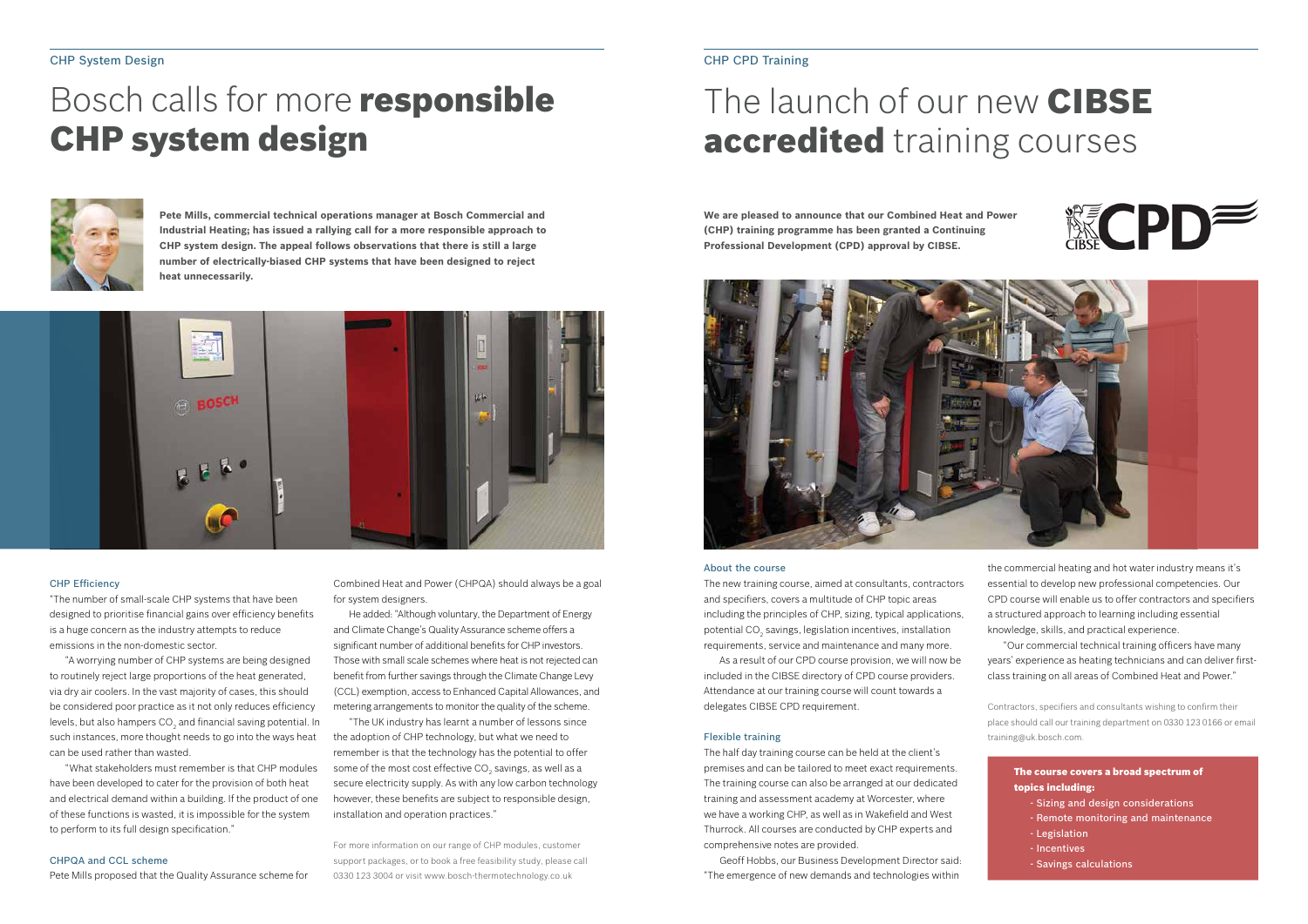CHP System Design

# Bosch calls for more **responsible CHP system design**

**Pete Mills, commercial technical operations manager at Bosch Commercial and Industrial Heating; has issued a rallying call for a more responsible approach to CHP system design. The appeal follows observations that there is still a large number of electrically-biased CHP systems that have been designed to reject heat unnecessarily.**

### CHP Efficiency

"The number of small-scale CHP systems that have been designed to prioritise financial gains over efficiency benefits is a huge concern as the industry attempts to reduce emissions in the non-domestic sector.

"A worrying number of CHP systems are being designed to routinely reject large proportions of the heat generated, via dry air coolers. In the vast majority of cases, this should be considered poor practice as it not only reduces efficiency levels, but also hampers $CO_2$ and financial saving potential. In such instances, more thought needs to go into the ways heat can be used rather than wasted.

"What stakeholders must remember is that CHP modules have been developed to cater for the provision of both heat and electrical demand within a building. If the product of one of these functions is wasted, it is impossible for the system to perform to its full design specification."

### CHPQA and CCL scheme

Pete Mills proposed that the Quality Assurance scheme for Combined Heat and Power (CHPQA) should always be a goal for system designers.

He added: "Although voluntary, the Department of Energy and Climate Change's Quality Assurance scheme offers a significant number of additional benefits for CHP investors. Those with small scale schemes where heat is not rejected can benefit from further savings through the Climate Change Levy (CCL) exemption, access to Enhanced Capital Allowances, and metering arrangements to monitor the quality of the scheme.

"The UK industry has learnt a number of lessons since the adoption of CHP technology, but what we need to remember is that the technology has the potential to offer some of the most cost effective $CO_2$ savings, as well as a secure electricity supply. As with any low carbon technology however, these benefits are subject to responsible design, installation and operation practices."

For more information on our range of CHP modules, customer support packages, or to book a free feasibility study, please call 0330 123 3004 or visit www.bosch-thermotechnology.co.uk

CHP CPD Training

# The launch of our new **CIBSE accredited** training courses

**We are pleased to announce that our Combined Heat and Power (CHP) training programme has been granted a Continuing Professional Development (CPD) approval by CIBSE.**

### About the course

The new training course, aimed at consultants, contractors and specifiers, covers a multitude of CHP topic areas including the principles of CHP, sizing, typical applications, potential $CO_2$ savings, legislation incentives, installation requirements, service and maintenance and many more.

As a result of our CPD course provision, we will now be included in the CIBSE directory of CPD course providers. Attendance at our training course will count towards a delegates CIBSE CPD requirement.

### Flexible training

The half day training course can be held at the client's premises and can be tailored to meet exact requirements. The training course can also be arranged at our dedicated training and assessment academy at Worcester, where we have a working CHP, as well as in Wakefield and West Thurrock. All courses are conducted by CHP experts and comprehensive notes are provided.

Geoff Hobbs, our Business Development Director said: "The emergence of new demands and technologies within the commercial heating and hot water industry means it's essential to develop new professional competencies. Our CPD course will enable us to offer contractors and specifiers a structured approach to learning including essential knowledge, skills, and practical experience.

"Our commercial technical training officers have many years' experience as heating technicians and can deliver first-class training on all areas of Combined Heat and Power."

Contractors, specifiers and consultants wishing to confirm their place should call our training department on 0330 123 0166 or email training@uk.bosch.com.

**The course covers a broad spectrum of topics including:**

- Sizing and design considerations
- Remote monitoring and maintenance
- Legislation
- Incentives
- Savings calculations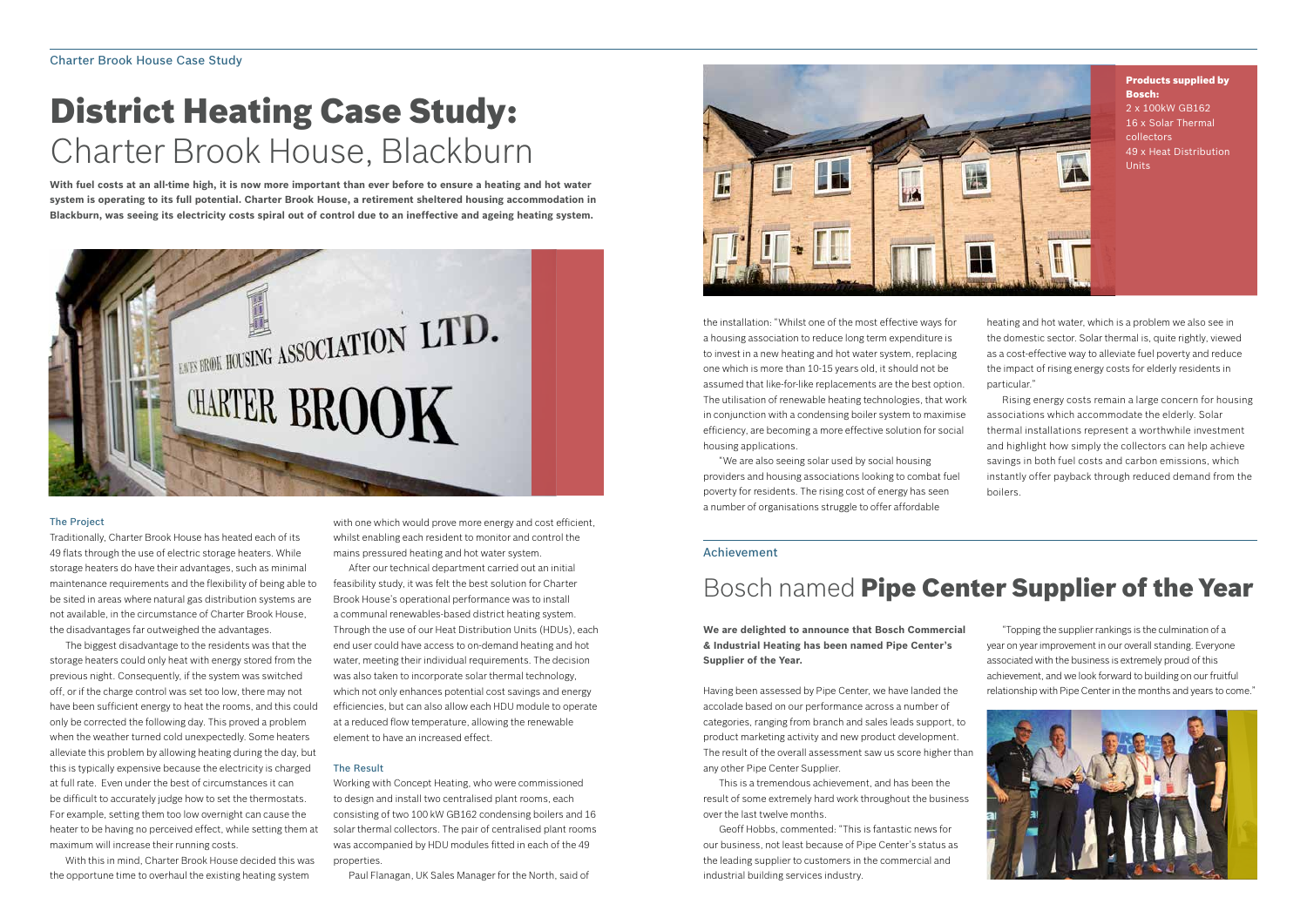Charter Brook House Case Study

# District Heating Case Study: Charter Brook House, Blackburn

**With fuel costs at an all-time high, it is now more important than ever before to ensure a heating and hot water system is operating to its full potential. Charter Brook House, a retirement sheltered housing accommodation in Blackburn, was seeing its electricity costs spiral out of control due to an ineffective and ageing heating system.**

### The Project

Traditionally, Charter Brook House has heated each of its 49 flats through the use of electric storage heaters. While storage heaters do have their advantages, such as minimal maintenance requirements and the flexibility of being able to be sited in areas where natural gas distribution systems are not available, in the circumstance of Charter Brook House, the disadvantages far outweighed the advantages.

The biggest disadvantage to the residents was that the storage heaters could only heat with energy stored from the previous night. Consequently, if the system was switched off, or if the charge control was set too low, there may not have been sufficient energy to heat the rooms, and this could only be corrected the following day. This proved a problem when the weather turned cold unexpectedly. Some heaters alleviate this problem by allowing heating during the day, but this is typically expensive because the electricity is charged at full rate. Even under the best of circumstances it can be difficult to accurately judge how to set the thermostats. For example, setting them too low overnight can cause the heater to be having no perceived effect, while setting them at maximum will increase their running costs.

With this in mind, Charter Brook House decided this was the opportune time to overhaul the existing heating system with one which would prove more energy and cost efficient, whilst enabling each resident to monitor and control the mains pressured heating and hot water system.

After our technical department carried out an initial feasibility study, it was felt the best solution for Charter Brook House's operational performance was to install a communal renewables-based district heating system. Through the use of our Heat Distribution Units (HDUs), each end user could have access to on-demand heating and hot water, meeting their individual requirements. The decision was also taken to incorporate solar thermal technology, which not only enhances potential cost savings and energy efficiencies, but can also allow each HDU module to operate at a reduced flow temperature, allowing the renewable element to have an increased effect.

### The Result

Working with Concept Heating, who were commissioned to design and install two centralised plant rooms, each consisting of two 100 kW GB162 condensing boilers and 16 solar thermal collectors. The pair of centralised plant rooms was accompanied by HDU modules fitted in each of the 49 properties.

Paul Flanagan, UK Sales Manager for the North, said of the installation: "Whilst one of the most effective ways for a housing association to reduce long term expenditure is to invest in a new heating and hot water system, replacing one which is more than 10-15 years old, it should not be assumed that like-for-like replacements are the best option. The utilisation of renewable heating technologies, that work in conjunction with a condensing boiler system to maximise efficiency, are becoming a more effective solution for social housing applications.

"We are also seeing solar used by social housing providers and housing associations looking to combat fuel poverty for residents. The rising cost of energy has seen a number of organisations struggle to offer affordable heating and hot water, which is a problem we also see in the domestic sector. Solar thermal is, quite rightly, viewed as a cost-effective way to alleviate fuel poverty and reduce the impact of rising energy costs for elderly residents in particular."

Rising energy costs remain a large concern for housing associations which accommodate the elderly. Solar thermal installations represent a worthwhile investment and highlight how simply the collectors can help achieve savings in both fuel costs and carbon emissions, which instantly offer payback through reduced demand from the boilers.

**Products supplied by Bosch:**
2 x 100kW GB162
16 x Solar Thermal collectors
49 x Heat Distribution Units

Achievement

# Bosch named **Pipe Center Supplier of the Year**

**We are delighted to announce that Bosch Commercial & Industrial Heating has been named Pipe Center's Supplier of the Year.**

Having been assessed by Pipe Center, we have landed the accolade based on our performance across a number of categories, ranging from branch and sales leads support, to product marketing activity and new product development. The result of the overall assessment saw us score higher than any other Pipe Center Supplier.

This is a tremendous achievement, and has been the result of some extremely hard work throughout the business over the last twelve months.

Geoff Hobbs, commented: "This is fantastic news for our business, not least because of Pipe Center's status as the leading supplier to customers in the commercial and industrial building services industry.

"Topping the supplier rankings is the culmination of a year on year improvement in our overall standing. Everyone associated with the business is extremely proud of this achievement, and we look forward to building on our fruitful relationship with Pipe Center in the months and years to come."